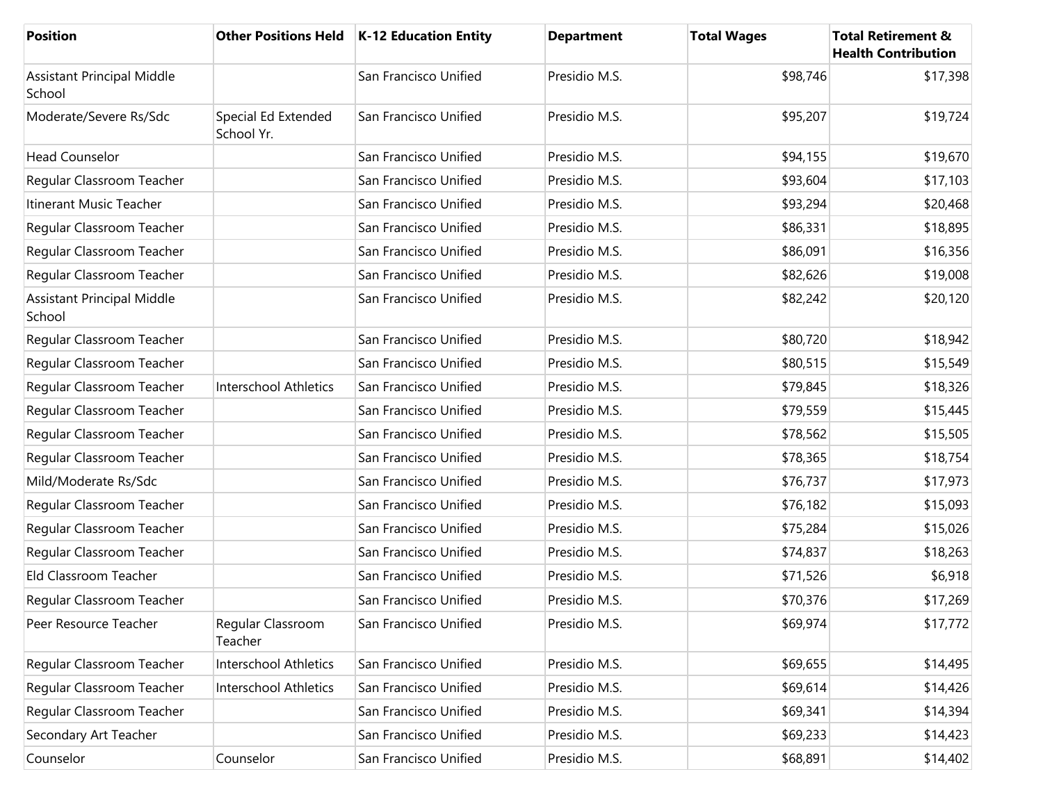| Position | Other Positions Held | K-12 Education Entity | Department | Total Wages | Total Retirement & Health Contribution |
|---|---|---|---|---|---|
| Assistant Principal Middle School | | San Francisco Unified | Presidio M.S. | $98,746 | $17,398 |
| Moderate/Severe Rs/Sdc | Special Ed Extended School Yr. | San Francisco Unified | Presidio M.S. | $95,207 | $19,724 |
| Head Counselor | | San Francisco Unified | Presidio M.S. | $94,155 | $19,670 |
| Regular Classroom Teacher | | San Francisco Unified | Presidio M.S. | $93,604 | $17,103 |
| Itinerant Music Teacher | | San Francisco Unified | Presidio M.S. | $93,294 | $20,468 |
| Regular Classroom Teacher | | San Francisco Unified | Presidio M.S. | $86,331 | $18,895 |
| Regular Classroom Teacher | | San Francisco Unified | Presidio M.S. | $86,091 | $16,356 |
| Regular Classroom Teacher | | San Francisco Unified | Presidio M.S. | $82,626 | $19,008 |
| Assistant Principal Middle School | | San Francisco Unified | Presidio M.S. | $82,242 | $20,120 |
| Regular Classroom Teacher | | San Francisco Unified | Presidio M.S. | $80,720 | $18,942 |
| Regular Classroom Teacher | | San Francisco Unified | Presidio M.S. | $80,515 | $15,549 |
| Regular Classroom Teacher | Interschool Athletics | San Francisco Unified | Presidio M.S. | $79,845 | $18,326 |
| Regular Classroom Teacher | | San Francisco Unified | Presidio M.S. | $79,559 | $15,445 |
| Regular Classroom Teacher | | San Francisco Unified | Presidio M.S. | $78,562 | $15,505 |
| Regular Classroom Teacher | | San Francisco Unified | Presidio M.S. | $78,365 | $18,754 |
| Mild/Moderate Rs/Sdc | | San Francisco Unified | Presidio M.S. | $76,737 | $17,973 |
| Regular Classroom Teacher | | San Francisco Unified | Presidio M.S. | $76,182 | $15,093 |
| Regular Classroom Teacher | | San Francisco Unified | Presidio M.S. | $75,284 | $15,026 |
| Regular Classroom Teacher | | San Francisco Unified | Presidio M.S. | $74,837 | $18,263 |
| Eld Classroom Teacher | | San Francisco Unified | Presidio M.S. | $71,526 | $6,918 |
| Regular Classroom Teacher | | San Francisco Unified | Presidio M.S. | $70,376 | $17,269 |
| Peer Resource Teacher | Regular Classroom Teacher | San Francisco Unified | Presidio M.S. | $69,974 | $17,772 |
| Regular Classroom Teacher | Interschool Athletics | San Francisco Unified | Presidio M.S. | $69,655 | $14,495 |
| Regular Classroom Teacher | Interschool Athletics | San Francisco Unified | Presidio M.S. | $69,614 | $14,426 |
| Regular Classroom Teacher | | San Francisco Unified | Presidio M.S. | $69,341 | $14,394 |
| Secondary Art Teacher | | San Francisco Unified | Presidio M.S. | $69,233 | $14,423 |
| Counselor | Counselor | San Francisco Unified | Presidio M.S. | $68,891 | $14,402 |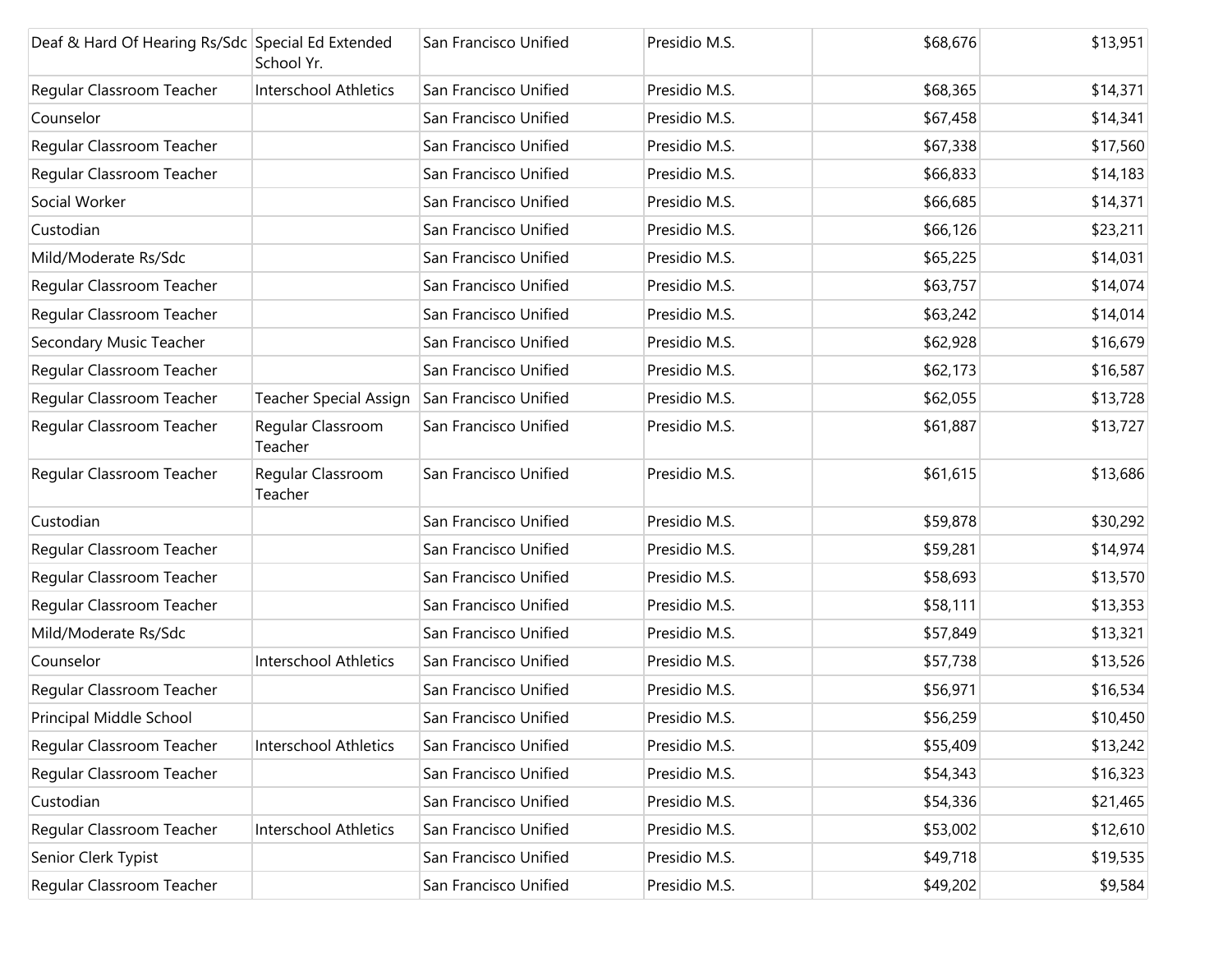| | | | | | |
|---|---|---|---|---|---|
| Deaf & Hard Of Hearing Rs/Sdc | Special Ed Extended School Yr. | San Francisco Unified | Presidio M.S. | $68,676 | $13,951 |
| Regular Classroom Teacher | Interschool Athletics | San Francisco Unified | Presidio M.S. | $68,365 | $14,371 |
| Counselor | | San Francisco Unified | Presidio M.S. | $67,458 | $14,341 |
| Regular Classroom Teacher | | San Francisco Unified | Presidio M.S. | $67,338 | $17,560 |
| Regular Classroom Teacher | | San Francisco Unified | Presidio M.S. | $66,833 | $14,183 |
| Social Worker | | San Francisco Unified | Presidio M.S. | $66,685 | $14,371 |
| Custodian | | San Francisco Unified | Presidio M.S. | $66,126 | $23,211 |
| Mild/Moderate Rs/Sdc | | San Francisco Unified | Presidio M.S. | $65,225 | $14,031 |
| Regular Classroom Teacher | | San Francisco Unified | Presidio M.S. | $63,757 | $14,074 |
| Regular Classroom Teacher | | San Francisco Unified | Presidio M.S. | $63,242 | $14,014 |
| Secondary Music Teacher | | San Francisco Unified | Presidio M.S. | $62,928 | $16,679 |
| Regular Classroom Teacher | | San Francisco Unified | Presidio M.S. | $62,173 | $16,587 |
| Regular Classroom Teacher | Teacher Special Assign | San Francisco Unified | Presidio M.S. | $62,055 | $13,728 |
| Regular Classroom Teacher | Regular Classroom Teacher | San Francisco Unified | Presidio M.S. | $61,887 | $13,727 |
| Regular Classroom Teacher | Regular Classroom Teacher | San Francisco Unified | Presidio M.S. | $61,615 | $13,686 |
| Custodian | | San Francisco Unified | Presidio M.S. | $59,878 | $30,292 |
| Regular Classroom Teacher | | San Francisco Unified | Presidio M.S. | $59,281 | $14,974 |
| Regular Classroom Teacher | | San Francisco Unified | Presidio M.S. | $58,693 | $13,570 |
| Regular Classroom Teacher | | San Francisco Unified | Presidio M.S. | $58,111 | $13,353 |
| Mild/Moderate Rs/Sdc | | San Francisco Unified | Presidio M.S. | $57,849 | $13,321 |
| Counselor | Interschool Athletics | San Francisco Unified | Presidio M.S. | $57,738 | $13,526 |
| Regular Classroom Teacher | | San Francisco Unified | Presidio M.S. | $56,971 | $16,534 |
| Principal Middle School | | San Francisco Unified | Presidio M.S. | $56,259 | $10,450 |
| Regular Classroom Teacher | Interschool Athletics | San Francisco Unified | Presidio M.S. | $55,409 | $13,242 |
| Regular Classroom Teacher | | San Francisco Unified | Presidio M.S. | $54,343 | $16,323 |
| Custodian | | San Francisco Unified | Presidio M.S. | $54,336 | $21,465 |
| Regular Classroom Teacher | Interschool Athletics | San Francisco Unified | Presidio M.S. | $53,002 | $12,610 |
| Senior Clerk Typist | | San Francisco Unified | Presidio M.S. | $49,718 | $19,535 |
| Regular Classroom Teacher | | San Francisco Unified | Presidio M.S. | $49,202 | $9,584 |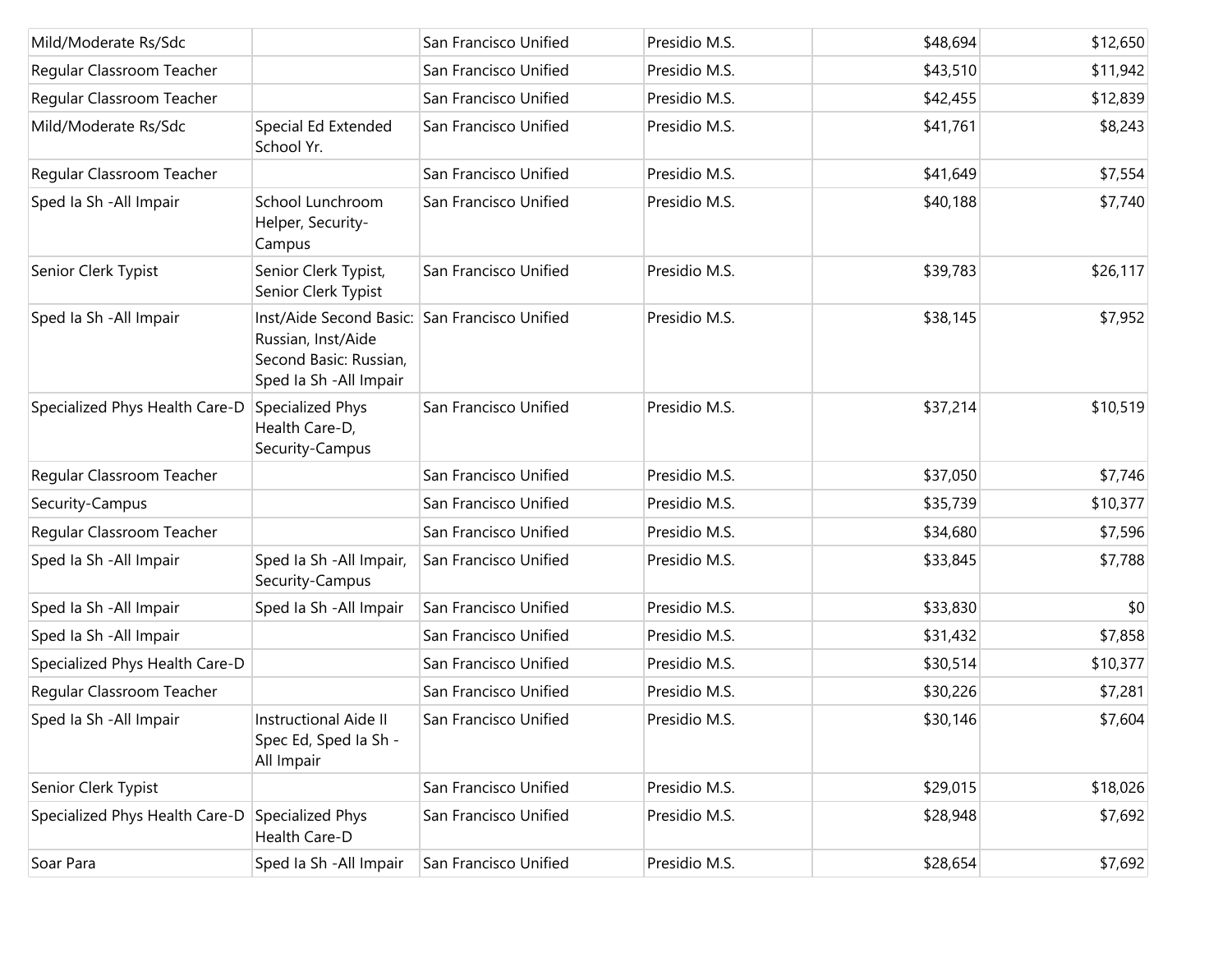| | | | | | |
|---|---|---|---|---|---|
| Mild/Moderate Rs/Sdc | | San Francisco Unified | Presidio M.S. | $48,694 | $12,650 |
| Regular Classroom Teacher | | San Francisco Unified | Presidio M.S. | $43,510 | $11,942 |
| Regular Classroom Teacher | | San Francisco Unified | Presidio M.S. | $42,455 | $12,839 |
| Mild/Moderate Rs/Sdc | Special Ed Extended School Yr. | San Francisco Unified | Presidio M.S. | $41,761 | $8,243 |
| Regular Classroom Teacher | | San Francisco Unified | Presidio M.S. | $41,649 | $7,554 |
| Sped Ia Sh -All Impair | School Lunchroom Helper, Security-Campus | San Francisco Unified | Presidio M.S. | $40,188 | $7,740 |
| Senior Clerk Typist | Senior Clerk Typist, Senior Clerk Typist | San Francisco Unified | Presidio M.S. | $39,783 | $26,117 |
| Sped Ia Sh -All Impair | Inst/Aide Second Basic: Russian, Inst/Aide Second Basic: Russian, Sped Ia Sh -All Impair | San Francisco Unified | Presidio M.S. | $38,145 | $7,952 |
| Specialized Phys Health Care-D | Specialized Phys Health Care-D, Security-Campus | San Francisco Unified | Presidio M.S. | $37,214 | $10,519 |
| Regular Classroom Teacher | | San Francisco Unified | Presidio M.S. | $37,050 | $7,746 |
| Security-Campus | | San Francisco Unified | Presidio M.S. | $35,739 | $10,377 |
| Regular Classroom Teacher | | San Francisco Unified | Presidio M.S. | $34,680 | $7,596 |
| Sped Ia Sh -All Impair | Sped Ia Sh -All Impair, Security-Campus | San Francisco Unified | Presidio M.S. | $33,845 | $7,788 |
| Sped Ia Sh -All Impair | Sped Ia Sh -All Impair | San Francisco Unified | Presidio M.S. | $33,830 | $0 |
| Sped Ia Sh -All Impair | | San Francisco Unified | Presidio M.S. | $31,432 | $7,858 |
| Specialized Phys Health Care-D | | San Francisco Unified | Presidio M.S. | $30,514 | $10,377 |
| Regular Classroom Teacher | | San Francisco Unified | Presidio M.S. | $30,226 | $7,281 |
| Sped Ia Sh -All Impair | Instructional Aide II Spec Ed, Sped Ia Sh -All Impair | San Francisco Unified | Presidio M.S. | $30,146 | $7,604 |
| Senior Clerk Typist | | San Francisco Unified | Presidio M.S. | $29,015 | $18,026 |
| Specialized Phys Health Care-D | Specialized Phys Health Care-D | San Francisco Unified | Presidio M.S. | $28,948 | $7,692 |
| Soar Para | Sped Ia Sh -All Impair | San Francisco Unified | Presidio M.S. | $28,654 | $7,692 |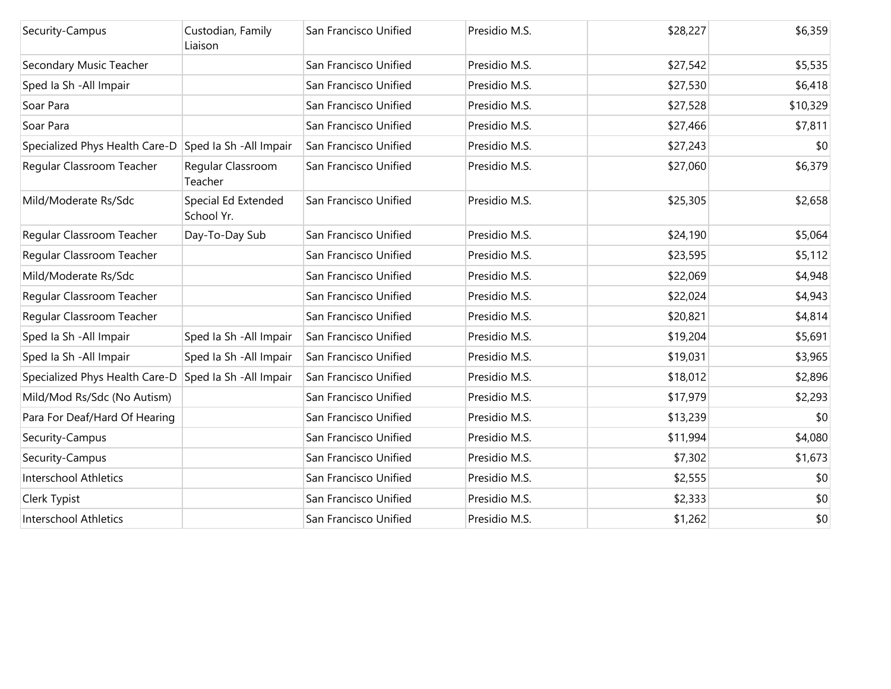| | | | | | |
|---|---|---|---|---|---|
| Security-Campus | Custodian, Family Liaison | San Francisco Unified | Presidio M.S. | $28,227 | $6,359 |
| Secondary Music Teacher | | San Francisco Unified | Presidio M.S. | $27,542 | $5,535 |
| Sped Ia Sh -All Impair | | San Francisco Unified | Presidio M.S. | $27,530 | $6,418 |
| Soar Para | | San Francisco Unified | Presidio M.S. | $27,528 | $10,329 |
| Soar Para | | San Francisco Unified | Presidio M.S. | $27,466 | $7,811 |
| Specialized Phys Health Care-D | Sped Ia Sh -All Impair | San Francisco Unified | Presidio M.S. | $27,243 | $0 |
| Regular Classroom Teacher | Regular Classroom Teacher | San Francisco Unified | Presidio M.S. | $27,060 | $6,379 |
| Mild/Moderate Rs/Sdc | Special Ed Extended School Yr. | San Francisco Unified | Presidio M.S. | $25,305 | $2,658 |
| Regular Classroom Teacher | Day-To-Day Sub | San Francisco Unified | Presidio M.S. | $24,190 | $5,064 |
| Regular Classroom Teacher | | San Francisco Unified | Presidio M.S. | $23,595 | $5,112 |
| Mild/Moderate Rs/Sdc | | San Francisco Unified | Presidio M.S. | $22,069 | $4,948 |
| Regular Classroom Teacher | | San Francisco Unified | Presidio M.S. | $22,024 | $4,943 |
| Regular Classroom Teacher | | San Francisco Unified | Presidio M.S. | $20,821 | $4,814 |
| Sped Ia Sh -All Impair | Sped Ia Sh -All Impair | San Francisco Unified | Presidio M.S. | $19,204 | $5,691 |
| Sped Ia Sh -All Impair | Sped Ia Sh -All Impair | San Francisco Unified | Presidio M.S. | $19,031 | $3,965 |
| Specialized Phys Health Care-D | Sped Ia Sh -All Impair | San Francisco Unified | Presidio M.S. | $18,012 | $2,896 |
| Mild/Mod Rs/Sdc (No Autism) | | San Francisco Unified | Presidio M.S. | $17,979 | $2,293 |
| Para For Deaf/Hard Of Hearing | | San Francisco Unified | Presidio M.S. | $13,239 | $0 |
| Security-Campus | | San Francisco Unified | Presidio M.S. | $11,994 | $4,080 |
| Security-Campus | | San Francisco Unified | Presidio M.S. | $7,302 | $1,673 |
| Interschool Athletics | | San Francisco Unified | Presidio M.S. | $2,555 | $0 |
| Clerk Typist | | San Francisco Unified | Presidio M.S. | $2,333 | $0 |
| Interschool Athletics | | San Francisco Unified | Presidio M.S. | $1,262 | $0 |